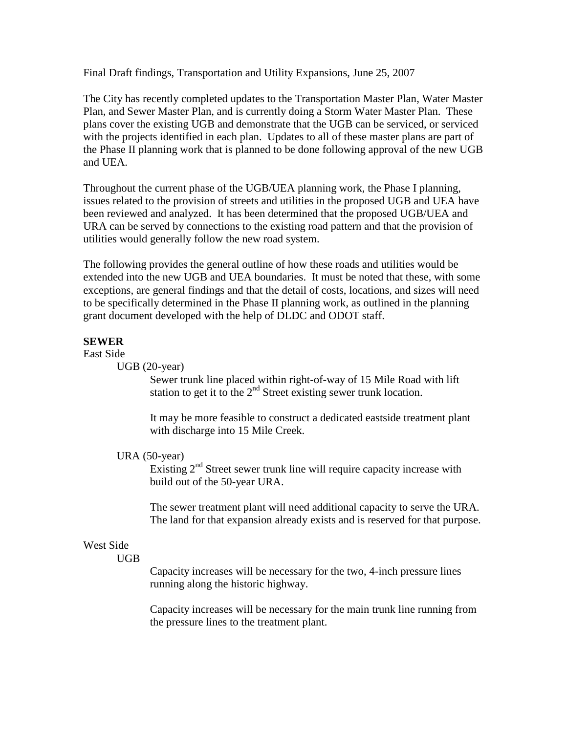Final Draft findings, Transportation and Utility Expansions, June 25, 2007

The City has recently completed updates to the Transportation Master Plan, Water Master Plan, and Sewer Master Plan, and is currently doing a Storm Water Master Plan. These plans cover the existing UGB and demonstrate that the UGB can be serviced, or serviced with the projects identified in each plan. Updates to all of these master plans are part of the Phase II planning work that is planned to be done following approval of the new UGB and UEA.

Throughout the current phase of the UGB/UEA planning work, the Phase I planning, issues related to the provision of streets and utilities in the proposed UGB and UEA have been reviewed and analyzed. It has been determined that the proposed UGB/UEA and URA can be served by connections to the existing road pattern and that the provision of utilities would generally follow the new road system.

The following provides the general outline of how these roads and utilities would be extended into the new UGB and UEA boundaries. It must be noted that these, with some exceptions, are general findings and that the detail of costs, locations, and sizes will need to be specifically determined in the Phase II planning work, as outlined in the planning grant document developed with the help of DLDC and ODOT staff.

**SEWER**

East Side

UGB (20-year)

Sewer trunk line placed within right-of-way of 15 Mile Road with lift station to get it to the 2nd Street existing sewer trunk location.

It may be more feasible to construct a dedicated eastside treatment plant with discharge into 15 Mile Creek.

URA (50-year)

Existing 2nd Street sewer trunk line will require capacity increase with build out of the 50-year URA.

The sewer treatment plant will need additional capacity to serve the URA. The land for that expansion already exists and is reserved for that purpose.

West Side

UGB

Capacity increases will be necessary for the two, 4-inch pressure lines running along the historic highway.

Capacity increases will be necessary for the main trunk line running from the pressure lines to the treatment plant.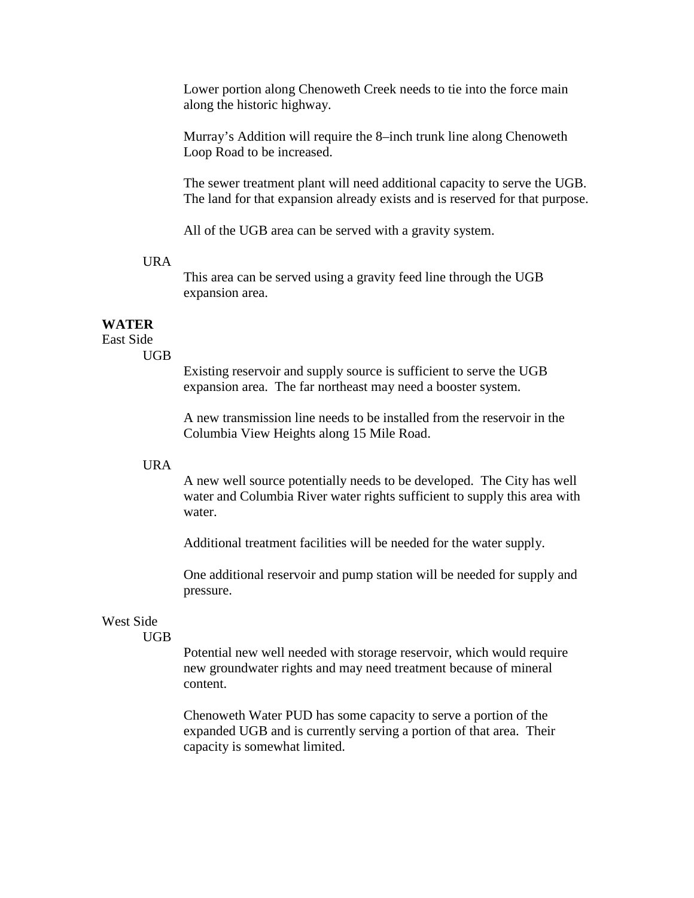Lower portion along Chenoweth Creek needs to tie into the force main along the historic highway.

Murray's Addition will require the 8–inch trunk line along Chenoweth Loop Road to be increased.

The sewer treatment plant will need additional capacity to serve the UGB. The land for that expansion already exists and is reserved for that purpose.

All of the UGB area can be served with a gravity system.

URA

This area can be served using a gravity feed line through the UGB expansion area.

**WATER**

East Side

UGB

Existing reservoir and supply source is sufficient to serve the UGB expansion area. The far northeast may need a booster system.

A new transmission line needs to be installed from the reservoir in the Columbia View Heights along 15 Mile Road.

URA

A new well source potentially needs to be developed. The City has well water and Columbia River water rights sufficient to supply this area with water.

Additional treatment facilities will be needed for the water supply.

One additional reservoir and pump station will be needed for supply and pressure.

West Side

UGB

Potential new well needed with storage reservoir, which would require new groundwater rights and may need treatment because of mineral content.

Chenoweth Water PUD has some capacity to serve a portion of the expanded UGB and is currently serving a portion of that area. Their capacity is somewhat limited.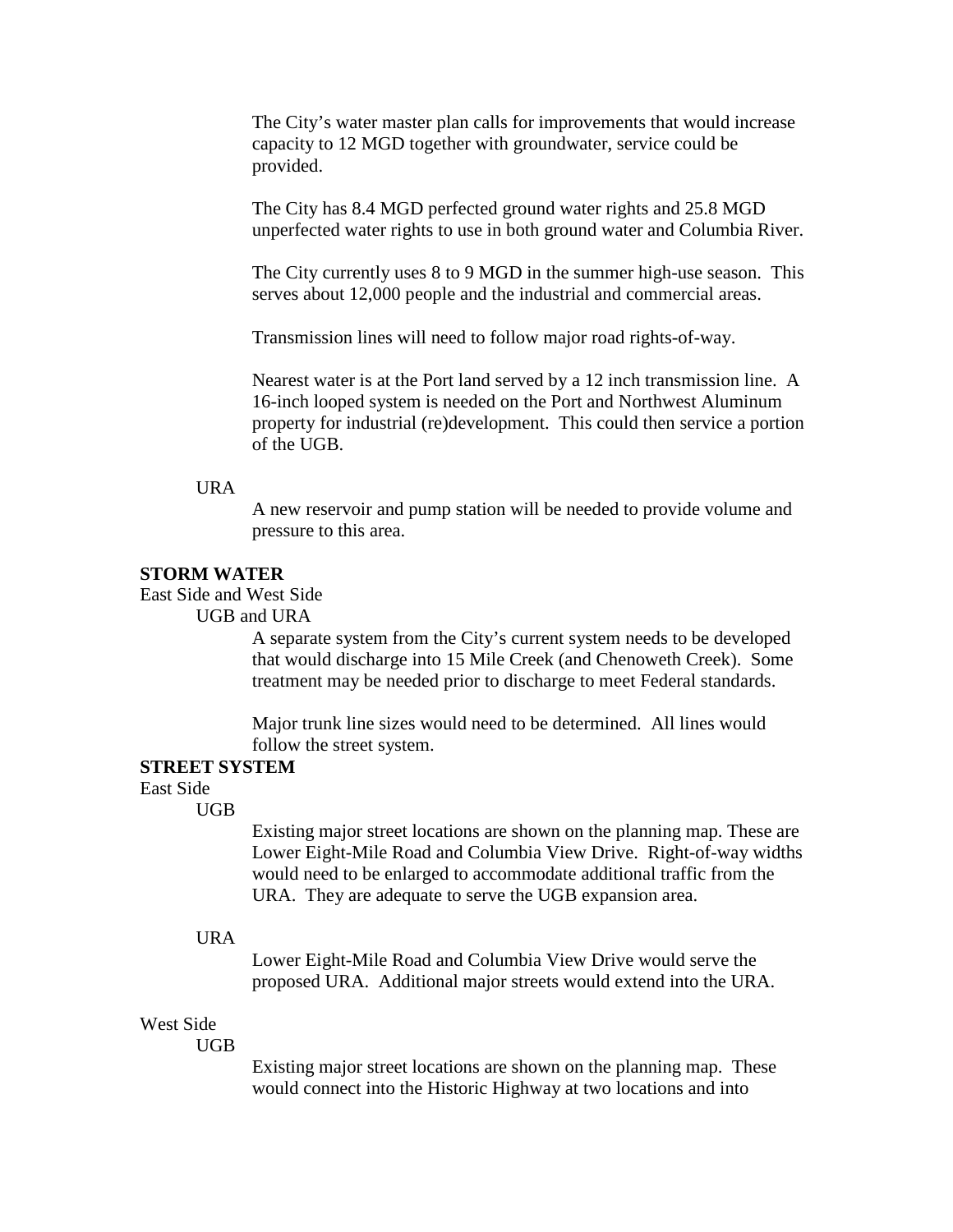The City's water master plan calls for improvements that would increase capacity to 12 MGD together with groundwater, service could be provided.

The City has 8.4 MGD perfected ground water rights and 25.8 MGD unperfected water rights to use in both ground water and Columbia River.

The City currently uses 8 to 9 MGD in the summer high-use season. This serves about 12,000 people and the industrial and commercial areas.

Transmission lines will need to follow major road rights-of-way.

Nearest water is at the Port land served by a 12 inch transmission line. A 16-inch looped system is needed on the Port and Northwest Aluminum property for industrial (re)development. This could then service a portion of the UGB.

URA

A new reservoir and pump station will be needed to provide volume and pressure to this area.

**STORM WATER**

East Side and West Side

UGB and URA

A separate system from the City's current system needs to be developed that would discharge into 15 Mile Creek (and Chenoweth Creek). Some treatment may be needed prior to discharge to meet Federal standards.

Major trunk line sizes would need to be determined. All lines would follow the street system.

**STREET SYSTEM**

East Side

UGB

Existing major street locations are shown on the planning map. These are Lower Eight-Mile Road and Columbia View Drive. Right-of-way widths would need to be enlarged to accommodate additional traffic from the URA. They are adequate to serve the UGB expansion area.

URA

Lower Eight-Mile Road and Columbia View Drive would serve the proposed URA. Additional major streets would extend into the URA.

West Side

UGB

Existing major street locations are shown on the planning map. These would connect into the Historic Highway at two locations and into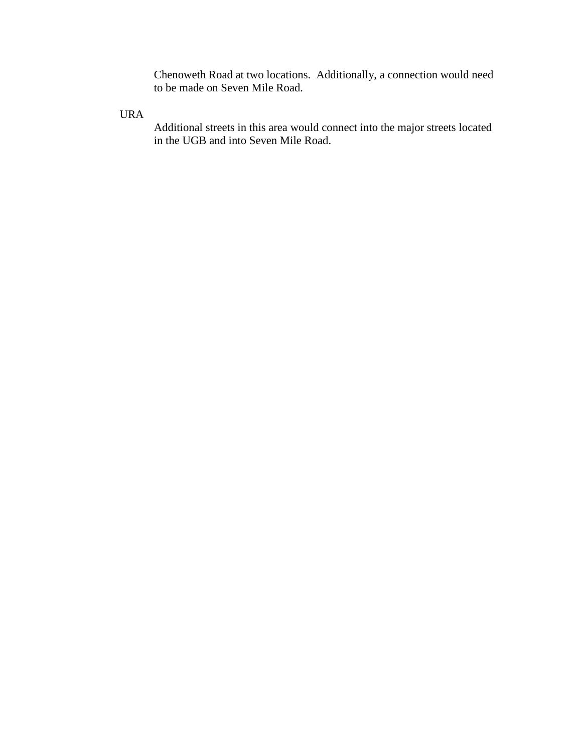Chenoweth Road at two locations. Additionally, a connection would need to be made on Seven Mile Road.

URA

Additional streets in this area would connect into the major streets located in the UGB and into Seven Mile Road.